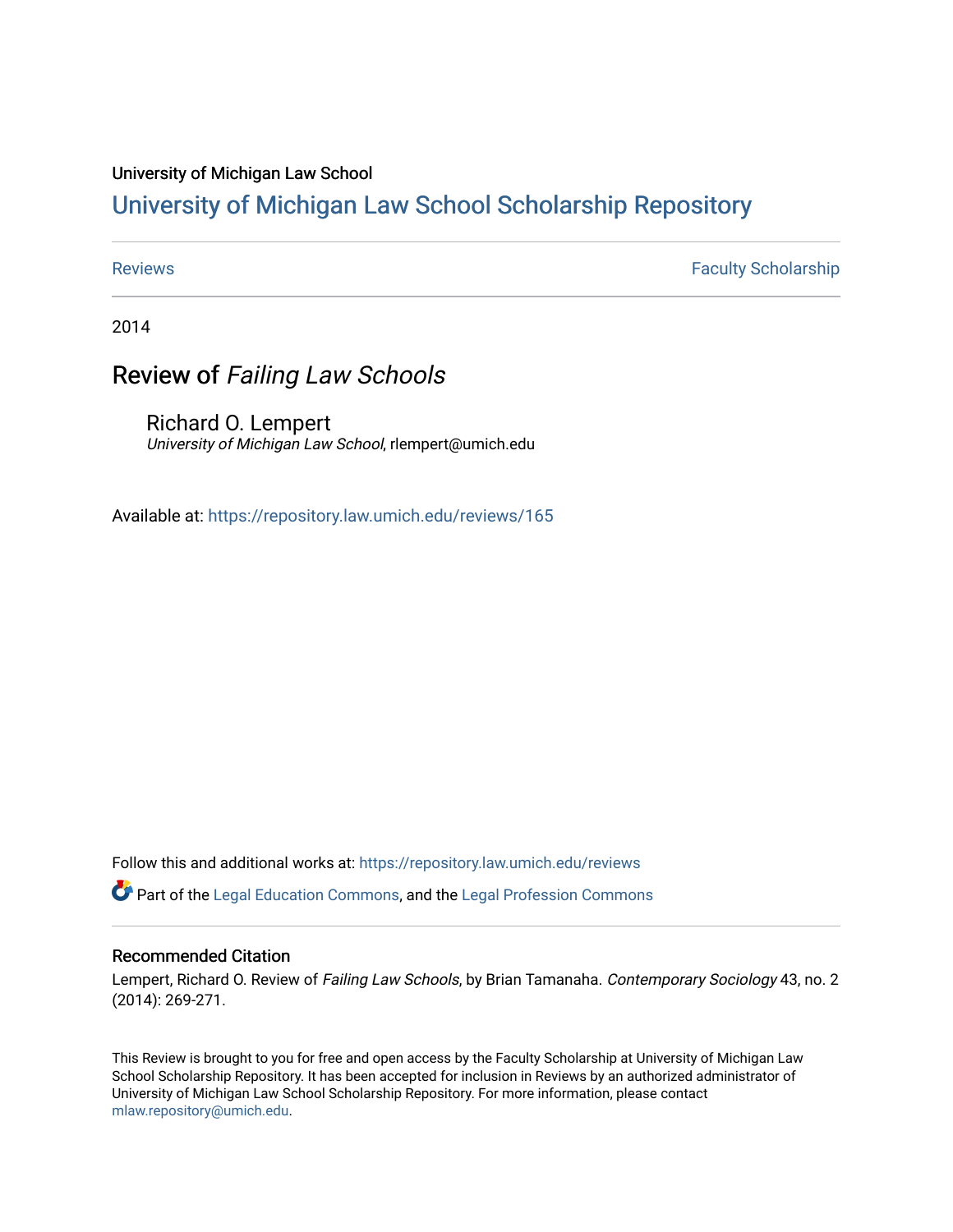University of Michigan Law School

# University of Michigan Law School Scholarship Repository

Reviews | Faculty Scholarship

2014

## Review of *Failing Law Schools*

Richard O. Lempert
*University of Michigan Law School*, rlempert@umich.edu

Available at: https://repository.law.umich.edu/reviews/165

Follow this and additional works at: https://repository.law.umich.edu/reviews

Part of the Legal Education Commons, and the Legal Profession Commons

### Recommended Citation

Lempert, Richard O. Review of *Failing Law Schools*, by Brian Tamanaha. *Contemporary Sociology* 43, no. 2 (2014): 269-271.

This Review is brought to you for free and open access by the Faculty Scholarship at University of Michigan Law School Scholarship Repository. It has been accepted for inclusion in Reviews by an authorized administrator of University of Michigan Law School Scholarship Repository. For more information, please contact mlaw.repository@umich.edu.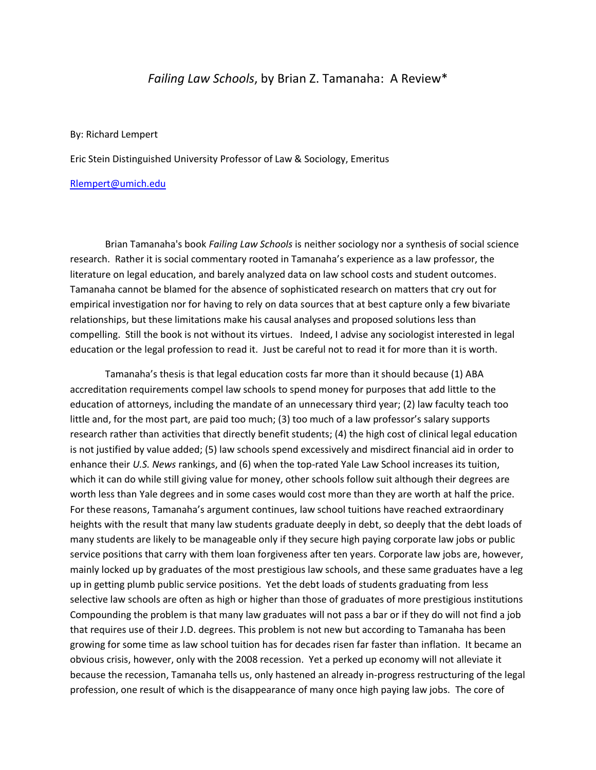# *Failing Law Schools*, by Brian Z. Tamanaha: A Review*

By: Richard Lempert

Eric Stein Distinguished University Professor of Law & Sociology, Emeritus

[Rlempert@umich.edu](mailto:Rlempert@umich.edu)

Brian Tamanaha's book *Failing Law Schools* is neither sociology nor a synthesis of social science research. Rather it is social commentary rooted in Tamanaha's experience as a law professor, the literature on legal education, and barely analyzed data on law school costs and student outcomes. Tamanaha cannot be blamed for the absence of sophisticated research on matters that cry out for empirical investigation nor for having to rely on data sources that at best capture only a few bivariate relationships, but these limitations make his causal analyses and proposed solutions less than compelling. Still the book is not without its virtues. Indeed, I advise any sociologist interested in legal education or the legal profession to read it. Just be careful not to read it for more than it is worth.

Tamanaha's thesis is that legal education costs far more than it should because (1) ABA accreditation requirements compel law schools to spend money for purposes that add little to the education of attorneys, including the mandate of an unnecessary third year; (2) law faculty teach too little and, for the most part, are paid too much; (3) too much of a law professor's salary supports research rather than activities that directly benefit students; (4) the high cost of clinical legal education is not justified by value added; (5) law schools spend excessively and misdirect financial aid in order to enhance their *U.S. News* rankings, and (6) when the top-rated Yale Law School increases its tuition, which it can do while still giving value for money, other schools follow suit although their degrees are worth less than Yale degrees and in some cases would cost more than they are worth at half the price. For these reasons, Tamanaha's argument continues, law school tuitions have reached extraordinary heights with the result that many law students graduate deeply in debt, so deeply that the debt loads of many students are likely to be manageable only if they secure high paying corporate law jobs or public service positions that carry with them loan forgiveness after ten years. Corporate law jobs are, however, mainly locked up by graduates of the most prestigious law schools, and these same graduates have a leg up in getting plumb public service positions. Yet the debt loads of students graduating from less selective law schools are often as high or higher than those of graduates of more prestigious institutions Compounding the problem is that many law graduates will not pass a bar or if they do will not find a job that requires use of their J.D. degrees. This problem is not new but according to Tamanaha has been growing for some time as law school tuition has for decades risen far faster than inflation. It became an obvious crisis, however, only with the 2008 recession. Yet a perked up economy will not alleviate it because the recession, Tamanaha tells us, only hastened an already in-progress restructuring of the legal profession, one result of which is the disappearance of many once high paying law jobs. The core of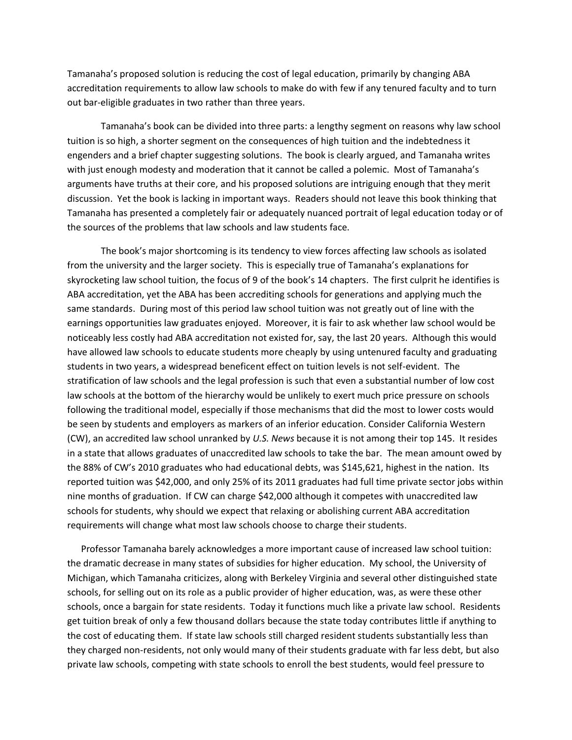Tamanaha's proposed solution is reducing the cost of legal education, primarily by changing ABA accreditation requirements to allow law schools to make do with few if any tenured faculty and to turn out bar-eligible graduates in two rather than three years.

Tamanaha's book can be divided into three parts: a lengthy segment on reasons why law school tuition is so high, a shorter segment on the consequences of high tuition and the indebtedness it engenders and a brief chapter suggesting solutions. The book is clearly argued, and Tamanaha writes with just enough modesty and moderation that it cannot be called a polemic. Most of Tamanaha's arguments have truths at their core, and his proposed solutions are intriguing enough that they merit discussion. Yet the book is lacking in important ways. Readers should not leave this book thinking that Tamanaha has presented a completely fair or adequately nuanced portrait of legal education today or of the sources of the problems that law schools and law students face.

The book's major shortcoming is its tendency to view forces affecting law schools as isolated from the university and the larger society. This is especially true of Tamanaha's explanations for skyrocketing law school tuition, the focus of 9 of the book's 14 chapters. The first culprit he identifies is ABA accreditation, yet the ABA has been accrediting schools for generations and applying much the same standards. During most of this period law school tuition was not greatly out of line with the earnings opportunities law graduates enjoyed. Moreover, it is fair to ask whether law school would be noticeably less costly had ABA accreditation not existed for, say, the last 20 years. Although this would have allowed law schools to educate students more cheaply by using untenured faculty and graduating students in two years, a widespread beneficent effect on tuition levels is not self-evident. The stratification of law schools and the legal profession is such that even a substantial number of low cost law schools at the bottom of the hierarchy would be unlikely to exert much price pressure on schools following the traditional model, especially if those mechanisms that did the most to lower costs would be seen by students and employers as markers of an inferior education. Consider California Western (CW), an accredited law school unranked by *U.S. News* because it is not among their top 145. It resides in a state that allows graduates of unaccredited law schools to take the bar. The mean amount owed by the 88% of CW's 2010 graduates who had educational debts, was $145,621, highest in the nation. Its reported tuition was $42,000, and only 25% of its 2011 graduates had full time private sector jobs within nine months of graduation. If CW can charge $42,000 although it competes with unaccredited law schools for students, why should we expect that relaxing or abolishing current ABA accreditation requirements will change what most law schools choose to charge their students.

Professor Tamanaha barely acknowledges a more important cause of increased law school tuition: the dramatic decrease in many states of subsidies for higher education. My school, the University of Michigan, which Tamanaha criticizes, along with Berkeley Virginia and several other distinguished state schools, for selling out on its role as a public provider of higher education, was, as were these other schools, once a bargain for state residents. Today it functions much like a private law school. Residents get tuition break of only a few thousand dollars because the state today contributes little if anything to the cost of educating them. If state law schools still charged resident students substantially less than they charged non-residents, not only would many of their students graduate with far less debt, but also private law schools, competing with state schools to enroll the best students, would feel pressure to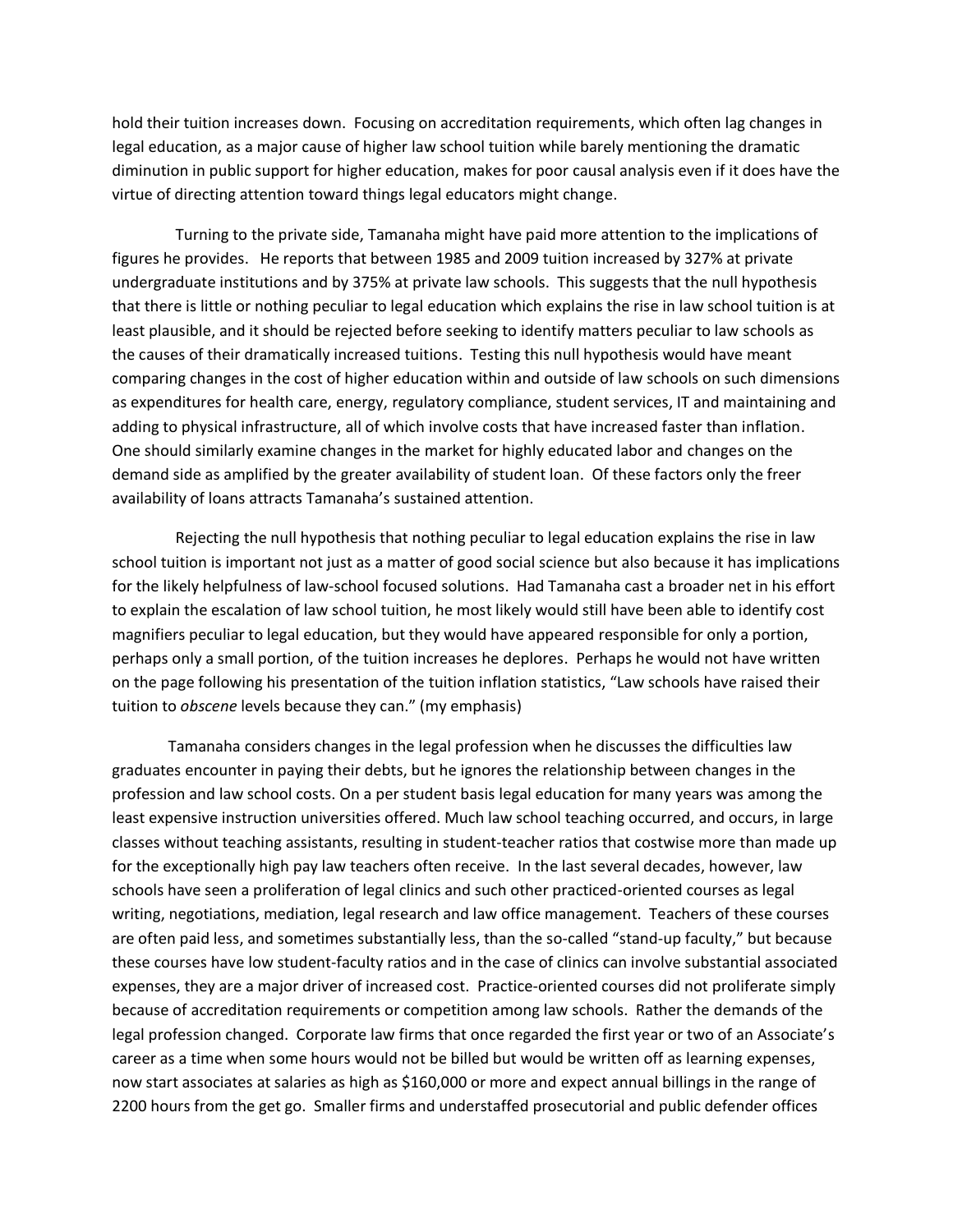hold their tuition increases down. Focusing on accreditation requirements, which often lag changes in legal education, as a major cause of higher law school tuition while barely mentioning the dramatic diminution in public support for higher education, makes for poor causal analysis even if it does have the virtue of directing attention toward things legal educators might change.

Turning to the private side, Tamanaha might have paid more attention to the implications of figures he provides. He reports that between 1985 and 2009 tuition increased by 327% at private undergraduate institutions and by 375% at private law schools. This suggests that the null hypothesis that there is little or nothing peculiar to legal education which explains the rise in law school tuition is at least plausible, and it should be rejected before seeking to identify matters peculiar to law schools as the causes of their dramatically increased tuitions. Testing this null hypothesis would have meant comparing changes in the cost of higher education within and outside of law schools on such dimensions as expenditures for health care, energy, regulatory compliance, student services, IT and maintaining and adding to physical infrastructure, all of which involve costs that have increased faster than inflation. One should similarly examine changes in the market for highly educated labor and changes on the demand side as amplified by the greater availability of student loan. Of these factors only the freer availability of loans attracts Tamanaha's sustained attention.

Rejecting the null hypothesis that nothing peculiar to legal education explains the rise in law school tuition is important not just as a matter of good social science but also because it has implications for the likely helpfulness of law-school focused solutions. Had Tamanaha cast a broader net in his effort to explain the escalation of law school tuition, he most likely would still have been able to identify cost magnifiers peculiar to legal education, but they would have appeared responsible for only a portion, perhaps only a small portion, of the tuition increases he deplores. Perhaps he would not have written on the page following his presentation of the tuition inflation statistics, "Law schools have raised their tuition to *obscene* levels because they can." (my emphasis)

Tamanaha considers changes in the legal profession when he discusses the difficulties law graduates encounter in paying their debts, but he ignores the relationship between changes in the profession and law school costs. On a per student basis legal education for many years was among the least expensive instruction universities offered. Much law school teaching occurred, and occurs, in large classes without teaching assistants, resulting in student-teacher ratios that costwise more than made up for the exceptionally high pay law teachers often receive. In the last several decades, however, law schools have seen a proliferation of legal clinics and such other practiced-oriented courses as legal writing, negotiations, mediation, legal research and law office management. Teachers of these courses are often paid less, and sometimes substantially less, than the so-called "stand-up faculty," but because these courses have low student-faculty ratios and in the case of clinics can involve substantial associated expenses, they are a major driver of increased cost. Practice-oriented courses did not proliferate simply because of accreditation requirements or competition among law schools. Rather the demands of the legal profession changed. Corporate law firms that once regarded the first year or two of an Associate's career as a time when some hours would not be billed but would be written off as learning expenses, now start associates at salaries as high as $160,000 or more and expect annual billings in the range of 2200 hours from the get go. Smaller firms and understaffed prosecutorial and public defender offices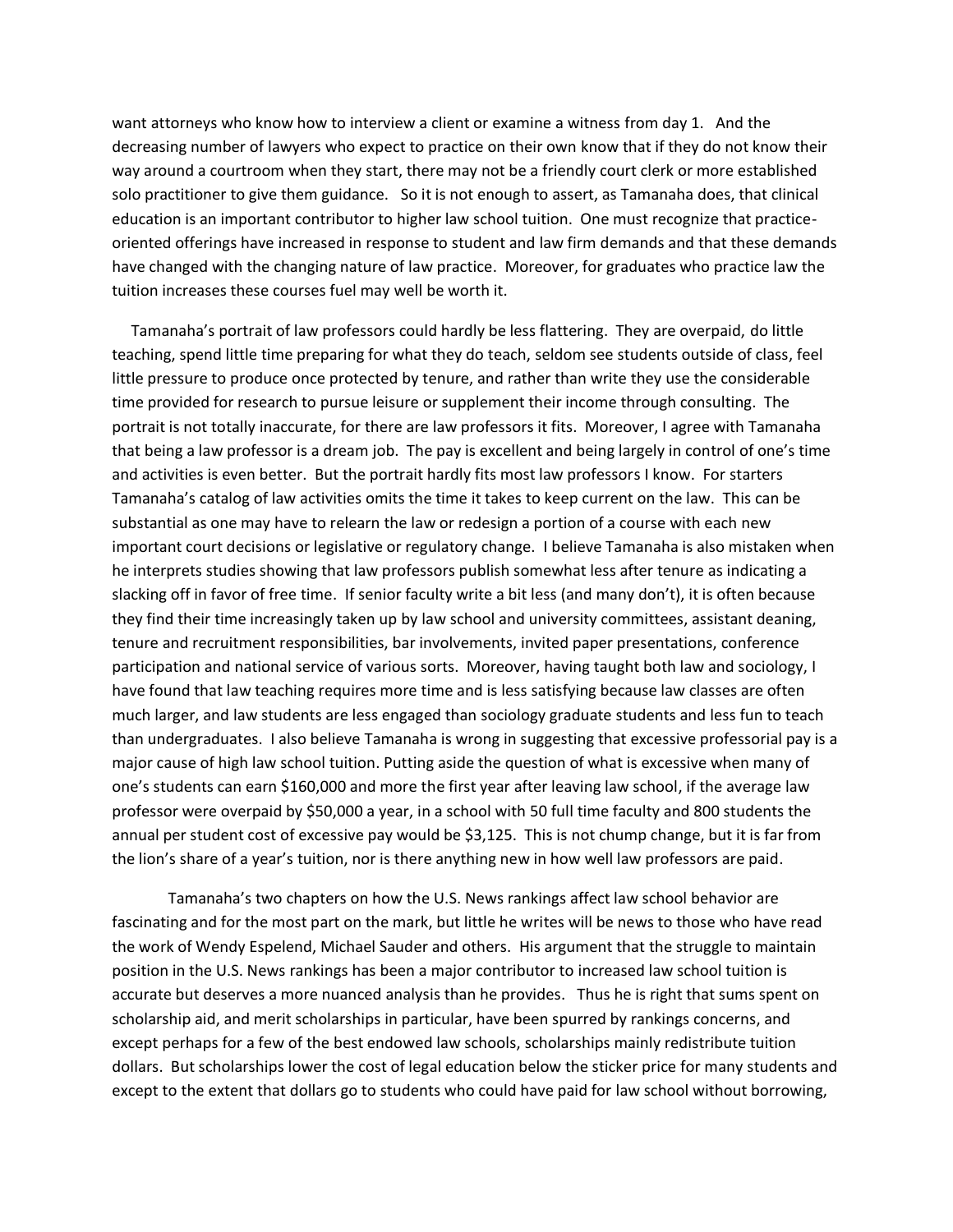want attorneys who know how to interview a client or examine a witness from day 1. And the decreasing number of lawyers who expect to practice on their own know that if they do not know their way around a courtroom when they start, there may not be a friendly court clerk or more established solo practitioner to give them guidance. So it is not enough to assert, as Tamanaha does, that clinical education is an important contributor to higher law school tuition. One must recognize that practice-oriented offerings have increased in response to student and law firm demands and that these demands have changed with the changing nature of law practice. Moreover, for graduates who practice law the tuition increases these courses fuel may well be worth it.

Tamanaha's portrait of law professors could hardly be less flattering. They are overpaid, do little teaching, spend little time preparing for what they do teach, seldom see students outside of class, feel little pressure to produce once protected by tenure, and rather than write they use the considerable time provided for research to pursue leisure or supplement their income through consulting. The portrait is not totally inaccurate, for there are law professors it fits. Moreover, I agree with Tamanaha that being a law professor is a dream job. The pay is excellent and being largely in control of one's time and activities is even better. But the portrait hardly fits most law professors I know. For starters Tamanaha's catalog of law activities omits the time it takes to keep current on the law. This can be substantial as one may have to relearn the law or redesign a portion of a course with each new important court decisions or legislative or regulatory change. I believe Tamanaha is also mistaken when he interprets studies showing that law professors publish somewhat less after tenure as indicating a slacking off in favor of free time. If senior faculty write a bit less (and many don't), it is often because they find their time increasingly taken up by law school and university committees, assistant deaning, tenure and recruitment responsibilities, bar involvements, invited paper presentations, conference participation and national service of various sorts. Moreover, having taught both law and sociology, I have found that law teaching requires more time and is less satisfying because law classes are often much larger, and law students are less engaged than sociology graduate students and less fun to teach than undergraduates. I also believe Tamanaha is wrong in suggesting that excessive professorial pay is a major cause of high law school tuition. Putting aside the question of what is excessive when many of one's students can earn $160,000 and more the first year after leaving law school, if the average law professor were overpaid by $50,000 a year, in a school with 50 full time faculty and 800 students the annual per student cost of excessive pay would be $3,125. This is not chump change, but it is far from the lion's share of a year's tuition, nor is there anything new in how well law professors are paid.

Tamanaha's two chapters on how the U.S. News rankings affect law school behavior are fascinating and for the most part on the mark, but little he writes will be news to those who have read the work of Wendy Espelend, Michael Sauder and others. His argument that the struggle to maintain position in the U.S. News rankings has been a major contributor to increased law school tuition is accurate but deserves a more nuanced analysis than he provides. Thus he is right that sums spent on scholarship aid, and merit scholarships in particular, have been spurred by rankings concerns, and except perhaps for a few of the best endowed law schools, scholarships mainly redistribute tuition dollars. But scholarships lower the cost of legal education below the sticker price for many students and except to the extent that dollars go to students who could have paid for law school without borrowing,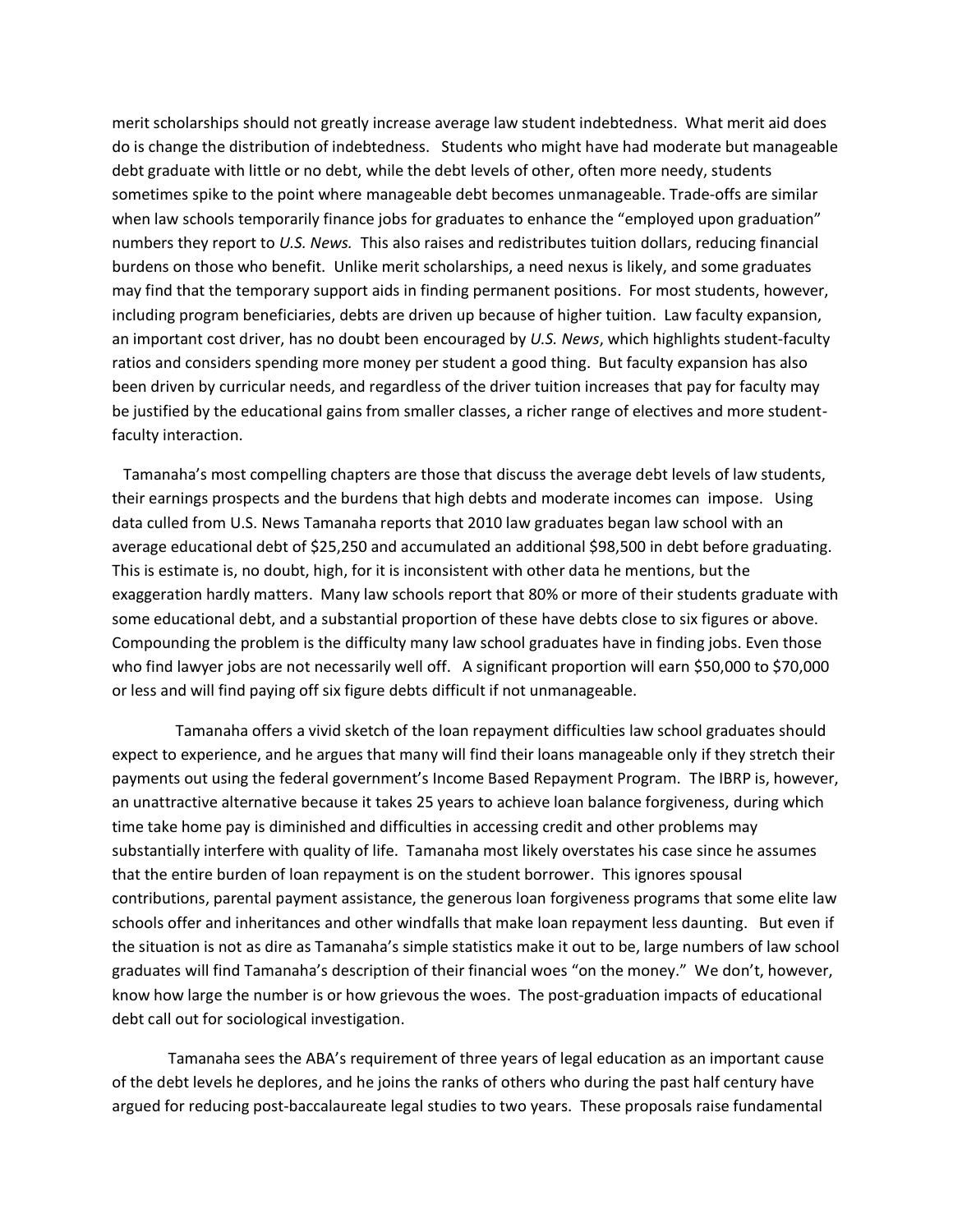merit scholarships should not greatly increase average law student indebtedness. What merit aid does do is change the distribution of indebtedness. Students who might have had moderate but manageable debt graduate with little or no debt, while the debt levels of other, often more needy, students sometimes spike to the point where manageable debt becomes unmanageable. Trade-offs are similar when law schools temporarily finance jobs for graduates to enhance the "employed upon graduation" numbers they report to *U.S. News.* This also raises and redistributes tuition dollars, reducing financial burdens on those who benefit. Unlike merit scholarships, a need nexus is likely, and some graduates may find that the temporary support aids in finding permanent positions. For most students, however, including program beneficiaries, debts are driven up because of higher tuition. Law faculty expansion, an important cost driver, has no doubt been encouraged by *U.S. News*, which highlights student-faculty ratios and considers spending more money per student a good thing. But faculty expansion has also been driven by curricular needs, and regardless of the driver tuition increases that pay for faculty may be justified by the educational gains from smaller classes, a richer range of electives and more student-faculty interaction.

Tamanaha's most compelling chapters are those that discuss the average debt levels of law students, their earnings prospects and the burdens that high debts and moderate incomes can impose. Using data culled from U.S. News Tamanaha reports that 2010 law graduates began law school with an average educational debt of $25,250 and accumulated an additional $98,500 in debt before graduating. This is estimate is, no doubt, high, for it is inconsistent with other data he mentions, but the exaggeration hardly matters. Many law schools report that 80% or more of their students graduate with some educational debt, and a substantial proportion of these have debts close to six figures or above. Compounding the problem is the difficulty many law school graduates have in finding jobs. Even those who find lawyer jobs are not necessarily well off. A significant proportion will earn $50,000 to $70,000 or less and will find paying off six figure debts difficult if not unmanageable.

Tamanaha offers a vivid sketch of the loan repayment difficulties law school graduates should expect to experience, and he argues that many will find their loans manageable only if they stretch their payments out using the federal government's Income Based Repayment Program. The IBRP is, however, an unattractive alternative because it takes 25 years to achieve loan balance forgiveness, during which time take home pay is diminished and difficulties in accessing credit and other problems may substantially interfere with quality of life. Tamanaha most likely overstates his case since he assumes that the entire burden of loan repayment is on the student borrower. This ignores spousal contributions, parental payment assistance, the generous loan forgiveness programs that some elite law schools offer and inheritances and other windfalls that make loan repayment less daunting. But even if the situation is not as dire as Tamanaha's simple statistics make it out to be, large numbers of law school graduates will find Tamanaha's description of their financial woes "on the money." We don't, however, know how large the number is or how grievous the woes. The post-graduation impacts of educational debt call out for sociological investigation.

Tamanaha sees the ABA's requirement of three years of legal education as an important cause of the debt levels he deplores, and he joins the ranks of others who during the past half century have argued for reducing post-baccalaureate legal studies to two years. These proposals raise fundamental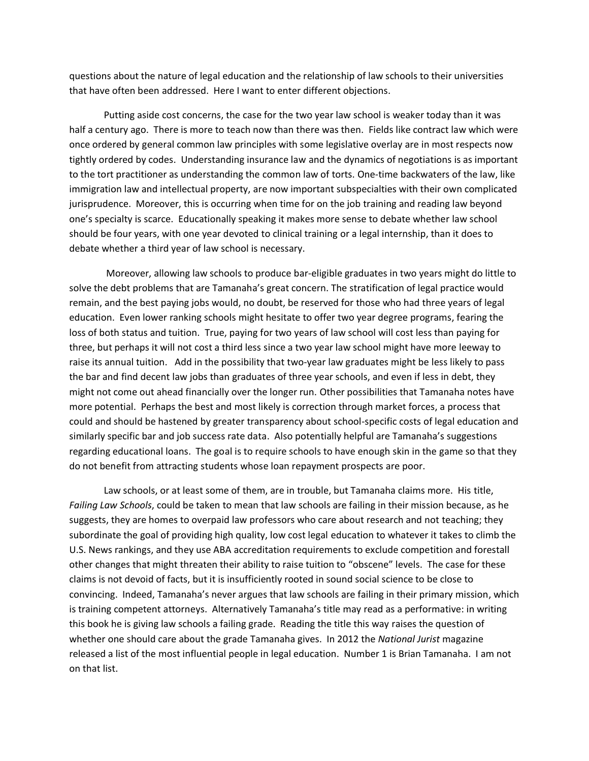questions about the nature of legal education and the relationship of law schools to their universities that have often been addressed. Here I want to enter different objections.

Putting aside cost concerns, the case for the two year law school is weaker today than it was half a century ago. There is more to teach now than there was then. Fields like contract law which were once ordered by general common law principles with some legislative overlay are in most respects now tightly ordered by codes. Understanding insurance law and the dynamics of negotiations is as important to the tort practitioner as understanding the common law of torts. One-time backwaters of the law, like immigration law and intellectual property, are now important subspecialties with their own complicated jurisprudence. Moreover, this is occurring when time for on the job training and reading law beyond one's specialty is scarce. Educationally speaking it makes more sense to debate whether law school should be four years, with one year devoted to clinical training or a legal internship, than it does to debate whether a third year of law school is necessary.

Moreover, allowing law schools to produce bar-eligible graduates in two years might do little to solve the debt problems that are Tamanaha's great concern. The stratification of legal practice would remain, and the best paying jobs would, no doubt, be reserved for those who had three years of legal education. Even lower ranking schools might hesitate to offer two year degree programs, fearing the loss of both status and tuition. True, paying for two years of law school will cost less than paying for three, but perhaps it will not cost a third less since a two year law school might have more leeway to raise its annual tuition. Add in the possibility that two-year law graduates might be less likely to pass the bar and find decent law jobs than graduates of three year schools, and even if less in debt, they might not come out ahead financially over the longer run. Other possibilities that Tamanaha notes have more potential. Perhaps the best and most likely is correction through market forces, a process that could and should be hastened by greater transparency about school-specific costs of legal education and similarly specific bar and job success rate data. Also potentially helpful are Tamanaha's suggestions regarding educational loans. The goal is to require schools to have enough skin in the game so that they do not benefit from attracting students whose loan repayment prospects are poor.

Law schools, or at least some of them, are in trouble, but Tamanaha claims more. His title, *Failing Law Schools*, could be taken to mean that law schools are failing in their mission because, as he suggests, they are homes to overpaid law professors who care about research and not teaching; they subordinate the goal of providing high quality, low cost legal education to whatever it takes to climb the U.S. News rankings, and they use ABA accreditation requirements to exclude competition and forestall other changes that might threaten their ability to raise tuition to "obscene" levels. The case for these claims is not devoid of facts, but it is insufficiently rooted in sound social science to be close to convincing. Indeed, Tamanaha's never argues that law schools are failing in their primary mission, which is training competent attorneys. Alternatively Tamanaha's title may read as a performative: in writing this book he is giving law schools a failing grade. Reading the title this way raises the question of whether one should care about the grade Tamanaha gives. In 2012 the *National Jurist* magazine released a list of the most influential people in legal education. Number 1 is Brian Tamanaha. I am not on that list.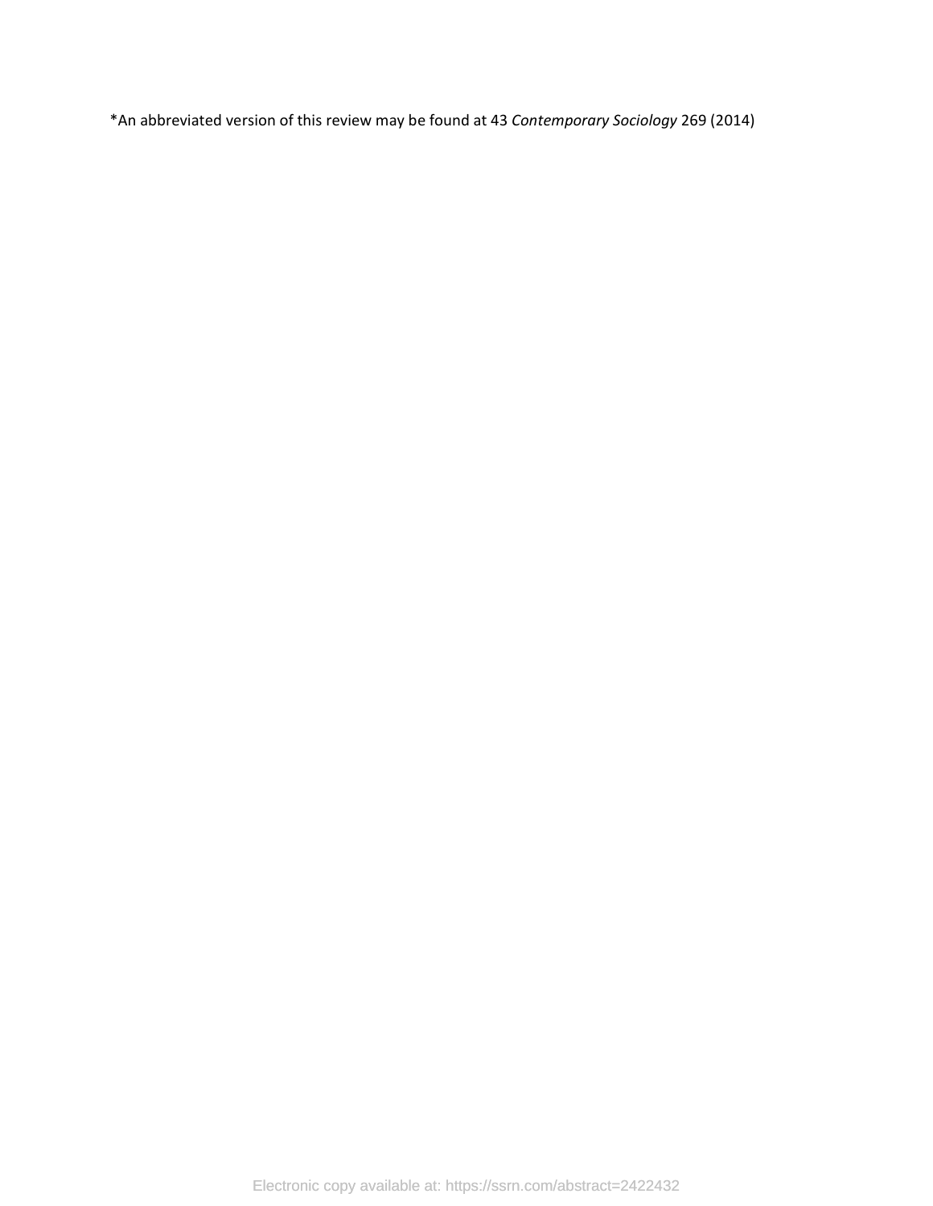*An abbreviated version of this review may be found at 43 *Contemporary Sociology* 269 (2014)